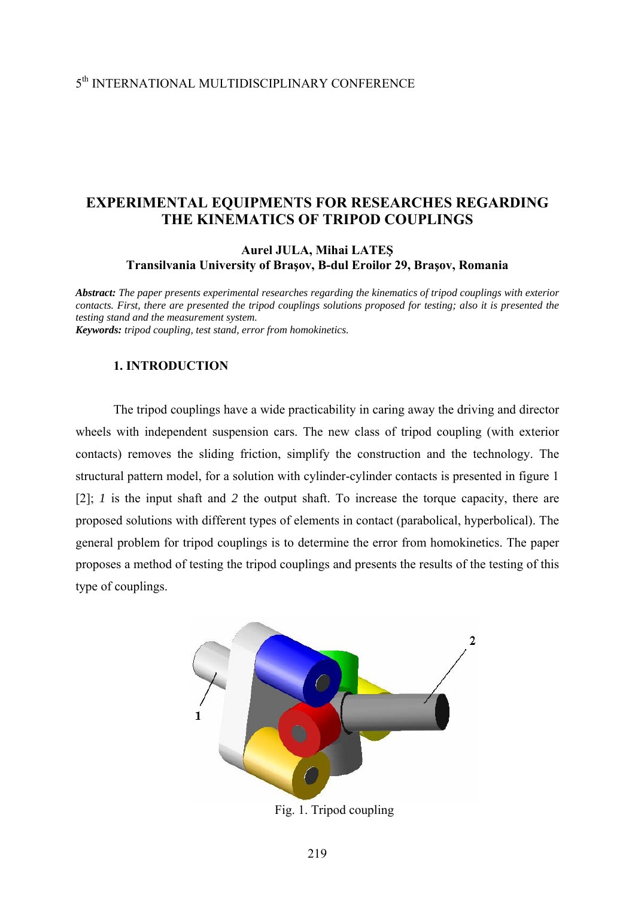5[th] INTERNATIONAL MULTIDISCIPLINARY CONFERENCE

# EXPERIMENTAL EQUIPMENTS FOR RESEARCHES REGARDING THE KINEMATICS OF TRIPOD COUPLINGS

**Aurel JULA, Mihai LATEŞ**
**Transilvania University of Braşov, B-dul Eroilor 29, Braşov, Romania**

***Abstract:*** *The paper presents experimental researches regarding the kinematics of tripod couplings with exterior contacts. First, there are presented the tripod couplings solutions proposed for testing; also it is presented the testing stand and the measurement system.*
***Keywords:*** *tripod coupling, test stand, error from homokinetics.*

## 1. INTRODUCTION

The tripod couplings have a wide practicability in caring away the driving and director wheels with independent suspension cars. The new class of tripod coupling (with exterior contacts) removes the sliding friction, simplify the construction and the technology. The structural pattern model, for a solution with cylinder-cylinder contacts is presented in figure 1 [2]; *1* is the input shaft and *2* the output shaft. To increase the torque capacity, there are proposed solutions with different types of elements in contact (parabolical, hyperbolical). The general problem for tripod couplings is to determine the error from homokinetics. The paper proposes a method of testing the tripod couplings and presents the results of the testing of this type of couplings.

Fig. 1. Tripod coupling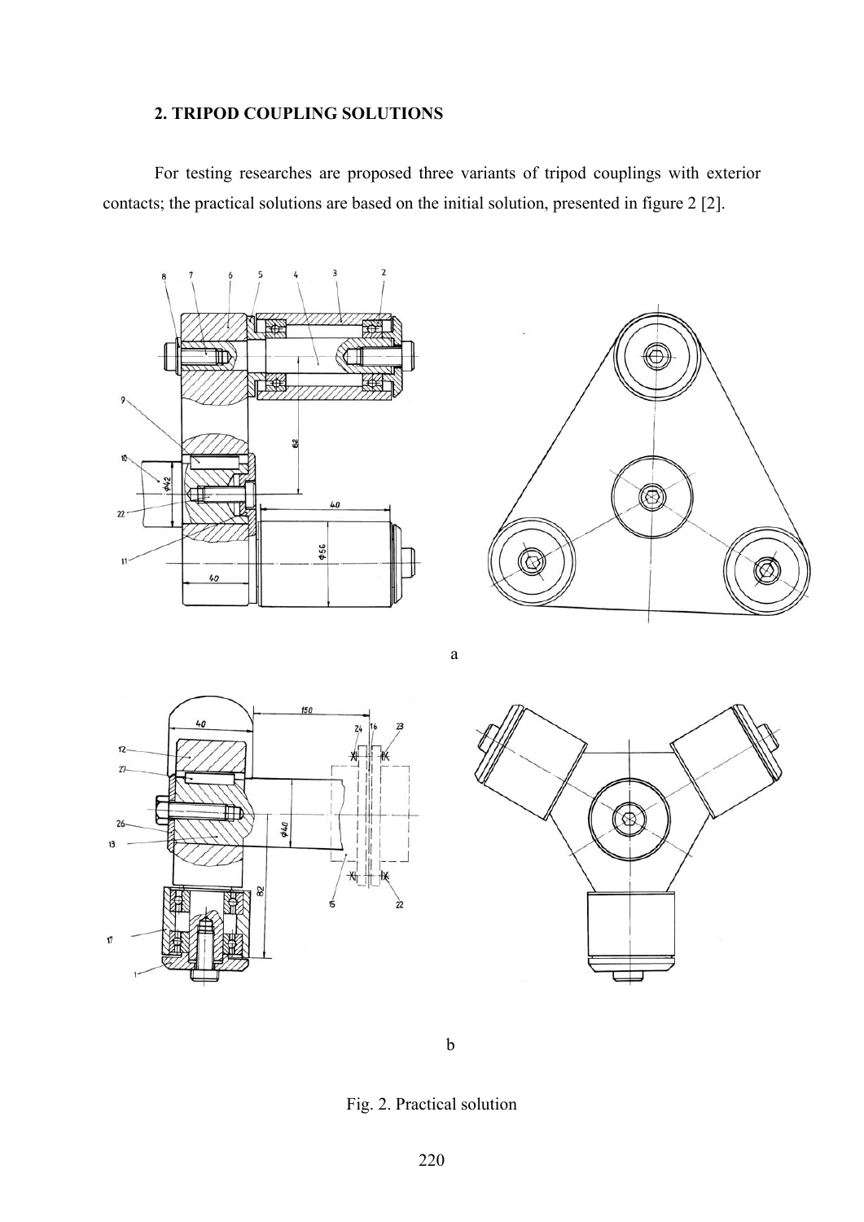## 2. TRIPOD COUPLING SOLUTIONS

For testing researches are proposed three variants of tripod couplings with exterior contacts; the practical solutions are based on the initial solution, presented in figure 2 [2].

a

b

Fig. 2. Practical solution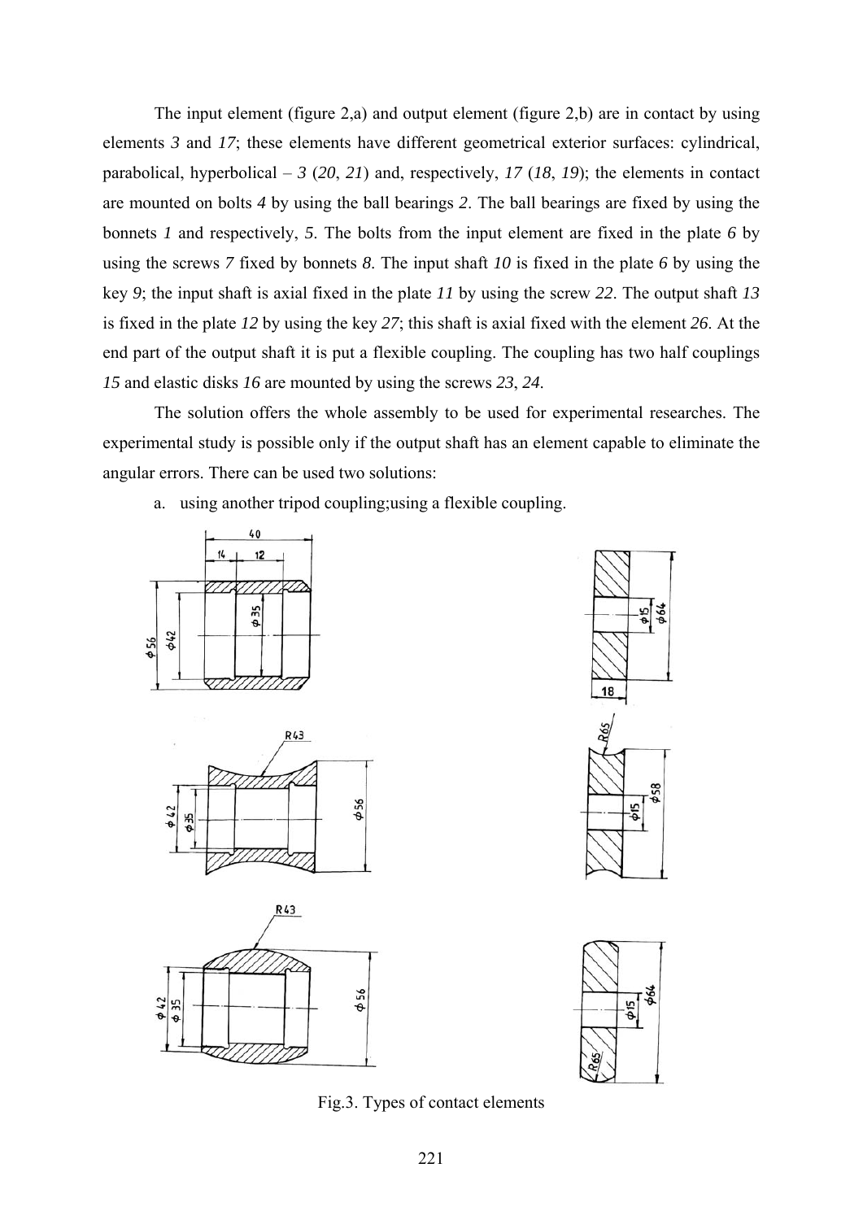The input element (figure 2,a) and output element (figure 2,b) are in contact by using elements *3* and *17*; these elements have different geometrical exterior surfaces: cylindrical, parabolical, hyperbolical – *3* (*20*, *21*) and, respectively, *17* (*18*, *19*); the elements in contact are mounted on bolts *4* by using the ball bearings *2*. The ball bearings are fixed by using the bonnets *1* and respectively, *5*. The bolts from the input element are fixed in the plate *6* by using the screws *7* fixed by bonnets *8*. The input shaft *10* is fixed in the plate *6* by using the key *9*; the input shaft is axial fixed in the plate *11* by using the screw *22*. The output shaft *13* is fixed in the plate *12* by using the key *27*; this shaft is axial fixed with the element *26*. At the end part of the output shaft it is put a flexible coupling. The coupling has two half couplings *15* and elastic disks *16* are mounted by using the screws *23*, *24*.

The solution offers the whole assembly to be used for experimental researches. The experimental study is possible only if the output shaft has an element capable to eliminate the angular errors. There can be used two solutions:

a. using another tripod coupling;using a flexible coupling.

Fig.3. Types of contact elements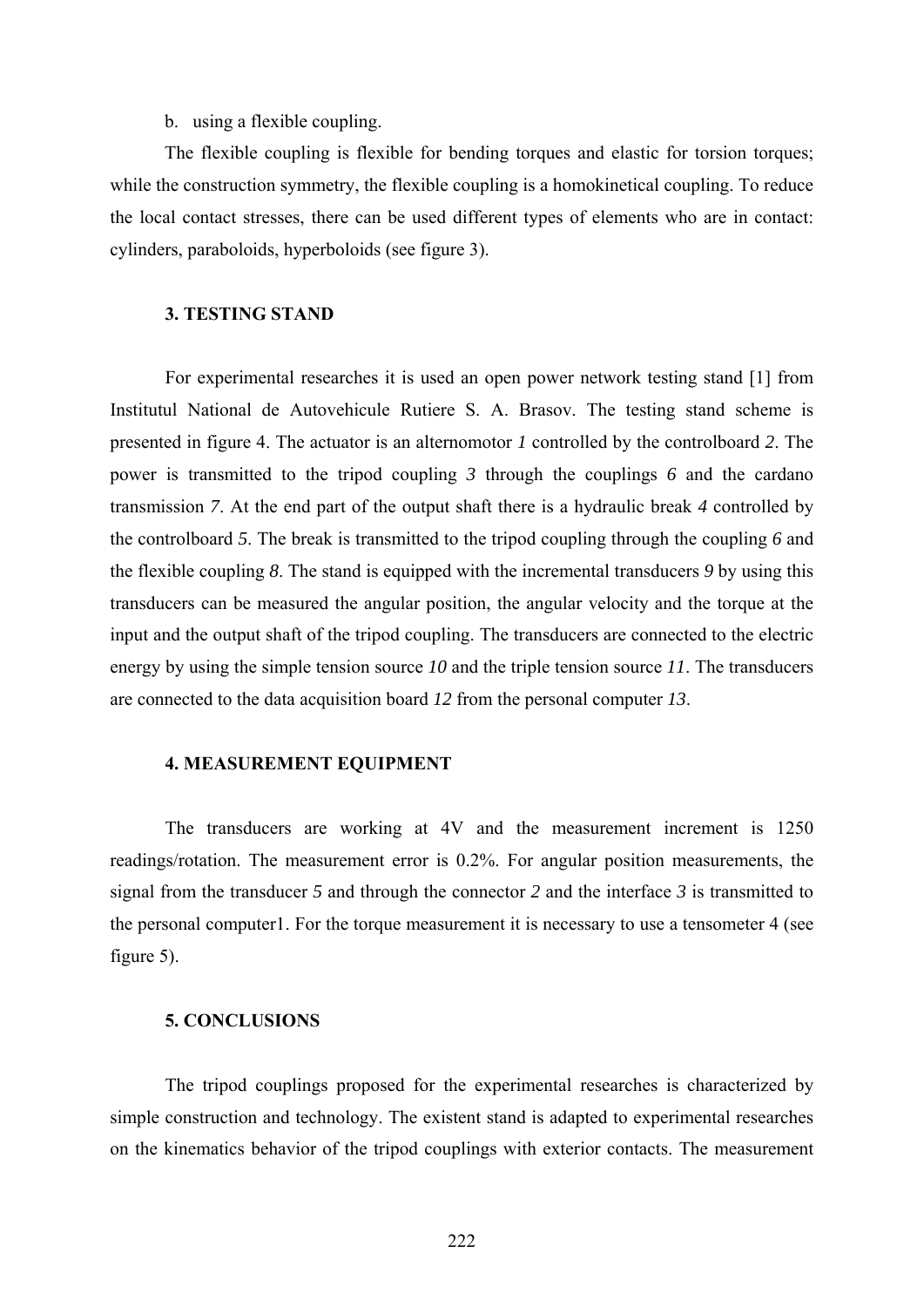b. using a flexible coupling.

The flexible coupling is flexible for bending torques and elastic for torsion torques; while the construction symmetry, the flexible coupling is a homokinetical coupling. To reduce the local contact stresses, there can be used different types of elements who are in contact: cylinders, paraboloids, hyperboloids (see figure 3).

## 3. TESTING STAND

For experimental researches it is used an open power network testing stand [1] from Institutul National de Autovehicule Rutiere S. A. Brasov. The testing stand scheme is presented in figure 4. The actuator is an alternomotor *1* controlled by the controlboard *2*. The power is transmitted to the tripod coupling *3* through the couplings *6* and the cardano transmission *7*. At the end part of the output shaft there is a hydraulic break *4* controlled by the controlboard *5*. The break is transmitted to the tripod coupling through the coupling *6* and the flexible coupling *8*. The stand is equipped with the incremental transducers *9* by using this transducers can be measured the angular position, the angular velocity and the torque at the input and the output shaft of the tripod coupling. The transducers are connected to the electric energy by using the simple tension source *10* and the triple tension source *11*. The transducers are connected to the data acquisition board *12* from the personal computer *13*.

## 4. MEASUREMENT EQUIPMENT

The transducers are working at 4V and the measurement increment is 1250 readings/rotation. The measurement error is 0.2%. For angular position measurements, the signal from the transducer *5* and through the connector *2* and the interface *3* is transmitted to the personal computer1. For the torque measurement it is necessary to use a tensometer 4 (see figure 5).

## 5. CONCLUSIONS

The tripod couplings proposed for the experimental researches is characterized by simple construction and technology. The existent stand is adapted to experimental researches on the kinematics behavior of the tripod couplings with exterior contacts. The measurement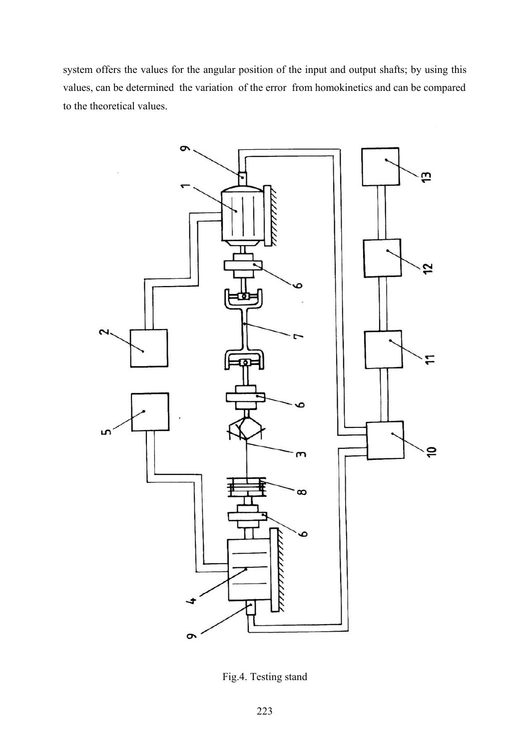system offers the values for the angular position of the input and output shafts; by using this values, can be determined the variation of the error from homokinetics and can be compared to the theoretical values.

Fig.4. Testing stand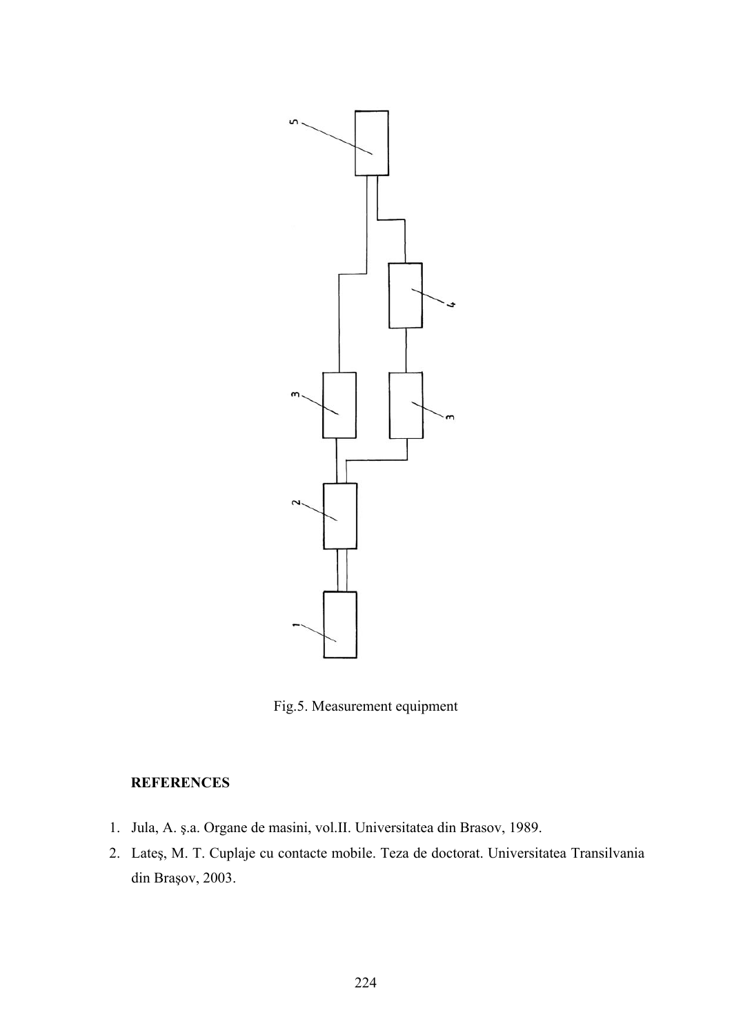5

4

3

3

2

1

Fig.5. Measurement equipment

**REFERENCES**

1. Jula, A. ş.a. Organe de masini, vol.II. Universitatea din Brasov, 1989.
2. Lateş, M. T. Cuplaje cu contacte mobile. Teza de doctorat. Universitatea Transilvania din Braşov, 2003.